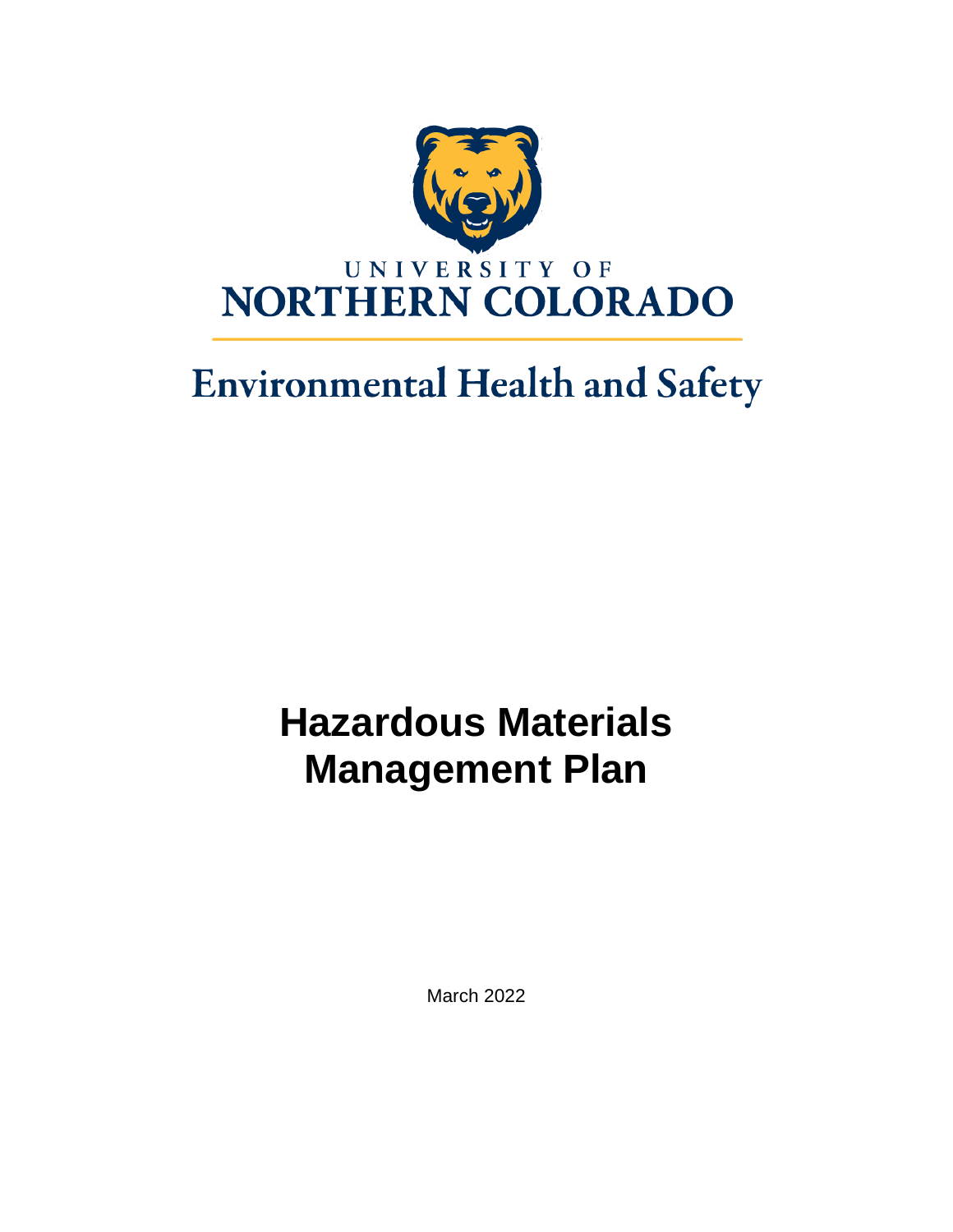UNIVERSITY OF
NORTHERN COLORADO

Environmental Health and Safety

# Hazardous Materials Management Plan

March 2022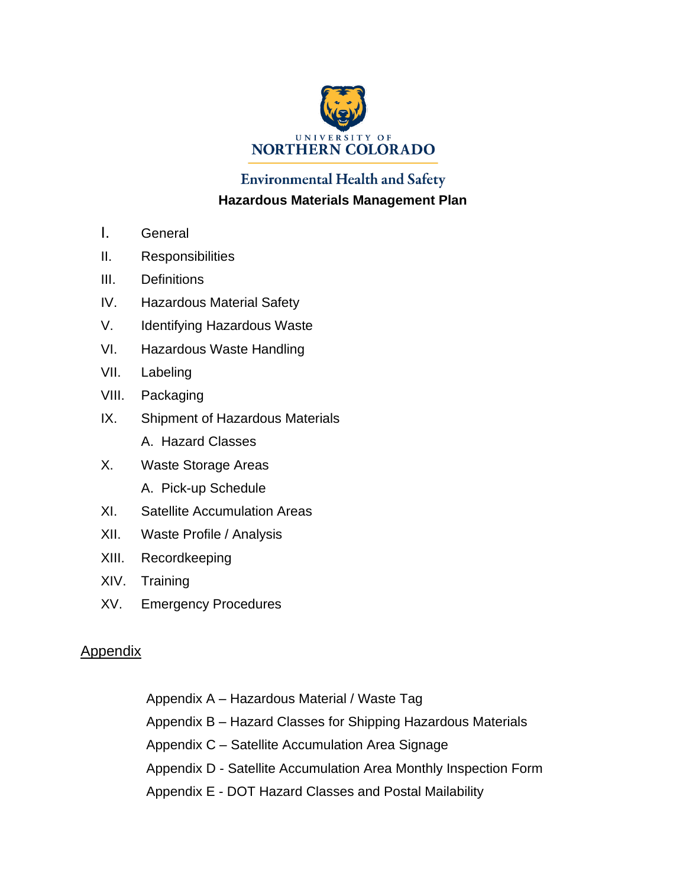UNIVERSITY OF
NORTHERN COLORADO

Environmental Health and Safety

# Hazardous Materials Management Plan

- I. General
- II. Responsibilities
- III. Definitions
- IV. Hazardous Material Safety
- V. Identifying Hazardous Waste
- VI. Hazardous Waste Handling
- VII. Labeling
- VIII. Packaging
- IX. Shipment of Hazardous Materials
  - A. Hazard Classes
- X. Waste Storage Areas
  - A. Pick-up Schedule
- XI. Satellite Accumulation Areas
- XII. Waste Profile / Analysis
- XIII. Recordkeeping
- XIV. Training
- XV. Emergency Procedures

## Appendix

- Appendix A – Hazardous Material / Waste Tag
- Appendix B – Hazard Classes for Shipping Hazardous Materials
- Appendix C – Satellite Accumulation Area Signage
- Appendix D - Satellite Accumulation Area Monthly Inspection Form
- Appendix E - DOT Hazard Classes and Postal Mailability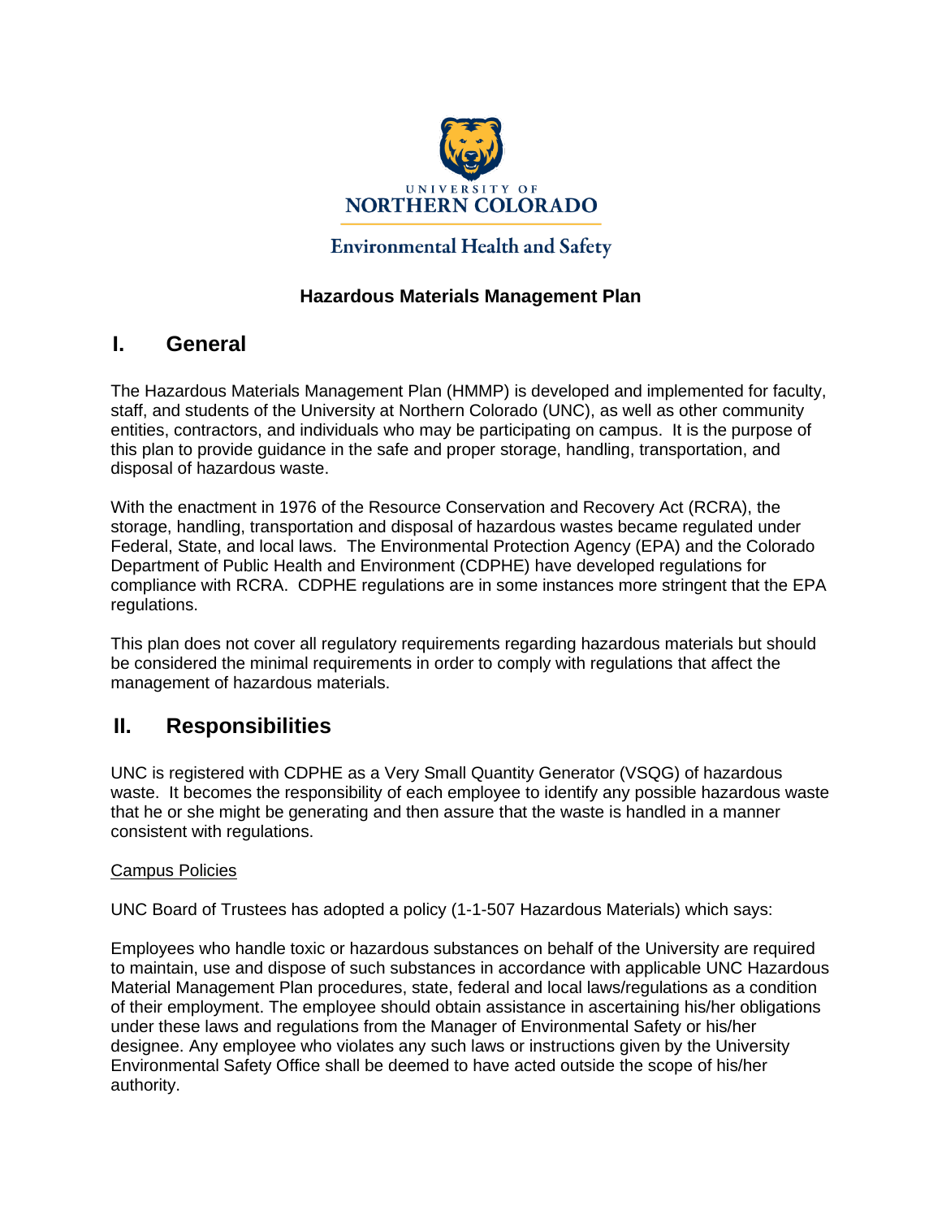UNIVERSITY OF
NORTHERN COLORADO

Environmental Health and Safety

**Hazardous Materials Management Plan**

# I. General

The Hazardous Materials Management Plan (HMMP) is developed and implemented for faculty, staff, and students of the University at Northern Colorado (UNC), as well as other community entities, contractors, and individuals who may be participating on campus. It is the purpose of this plan to provide guidance in the safe and proper storage, handling, transportation, and disposal of hazardous waste.

With the enactment in 1976 of the Resource Conservation and Recovery Act (RCRA), the storage, handling, transportation and disposal of hazardous wastes became regulated under Federal, State, and local laws. The Environmental Protection Agency (EPA) and the Colorado Department of Public Health and Environment (CDPHE) have developed regulations for compliance with RCRA. CDPHE regulations are in some instances more stringent that the EPA regulations.

This plan does not cover all regulatory requirements regarding hazardous materials but should be considered the minimal requirements in order to comply with regulations that affect the management of hazardous materials.

# II. Responsibilities

UNC is registered with CDPHE as a Very Small Quantity Generator (VSQG) of hazardous waste. It becomes the responsibility of each employee to identify any possible hazardous waste that he or she might be generating and then assure that the waste is handled in a manner consistent with regulations.

<u>Campus Policies</u>

UNC Board of Trustees has adopted a policy (1-1-507 Hazardous Materials) which says:

Employees who handle toxic or hazardous substances on behalf of the University are required to maintain, use and dispose of such substances in accordance with applicable UNC Hazardous Material Management Plan procedures, state, federal and local laws/regulations as a condition of their employment. The employee should obtain assistance in ascertaining his/her obligations under these laws and regulations from the Manager of Environmental Safety or his/her designee. Any employee who violates any such laws or instructions given by the University Environmental Safety Office shall be deemed to have acted outside the scope of his/her authority.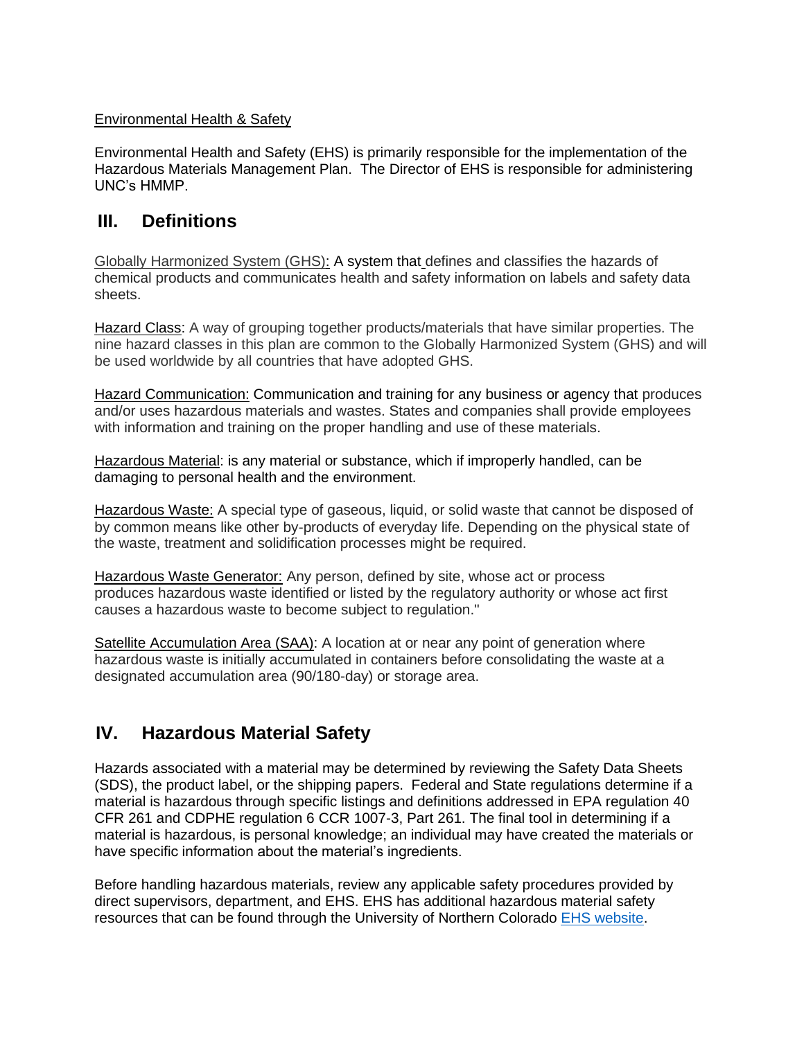Environmental Health & Safety

Environmental Health and Safety (EHS) is primarily responsible for the implementation of the Hazardous Materials Management Plan. The Director of EHS is responsible for administering UNC's HMMP.

## III. Definitions

Globally Harmonized System (GHS): A system that defines and classifies the hazards of chemical products and communicates health and safety information on labels and safety data sheets.

Hazard Class: A way of grouping together products/materials that have similar properties. The nine hazard classes in this plan are common to the Globally Harmonized System (GHS) and will be used worldwide by all countries that have adopted GHS.

Hazard Communication: Communication and training for any business or agency that produces and/or uses hazardous materials and wastes. States and companies shall provide employees with information and training on the proper handling and use of these materials.

Hazardous Material: is any material or substance, which if improperly handled, can be damaging to personal health and the environment.

Hazardous Waste: A special type of gaseous, liquid, or solid waste that cannot be disposed of by common means like other by-products of everyday life. Depending on the physical state of the waste, treatment and solidification processes might be required.

Hazardous Waste Generator: Any person, defined by site, whose act or process produces hazardous waste identified or listed by the regulatory authority or whose act first causes a hazardous waste to become subject to regulation."

Satellite Accumulation Area (SAA): A location at or near any point of generation where hazardous waste is initially accumulated in containers before consolidating the waste at a designated accumulation area (90/180-day) or storage area.

## IV. Hazardous Material Safety

Hazards associated with a material may be determined by reviewing the Safety Data Sheets (SDS), the product label, or the shipping papers. Federal and State regulations determine if a material is hazardous through specific listings and definitions addressed in EPA regulation 40 CFR 261 and CDPHE regulation 6 CCR 1007-3, Part 261. The final tool in determining if a material is hazardous, is personal knowledge; an individual may have created the materials or have specific information about the material's ingredients.

Before handling hazardous materials, review any applicable safety procedures provided by direct supervisors, department, and EHS. EHS has additional hazardous material safety resources that can be found through the University of Northern Colorado EHS website.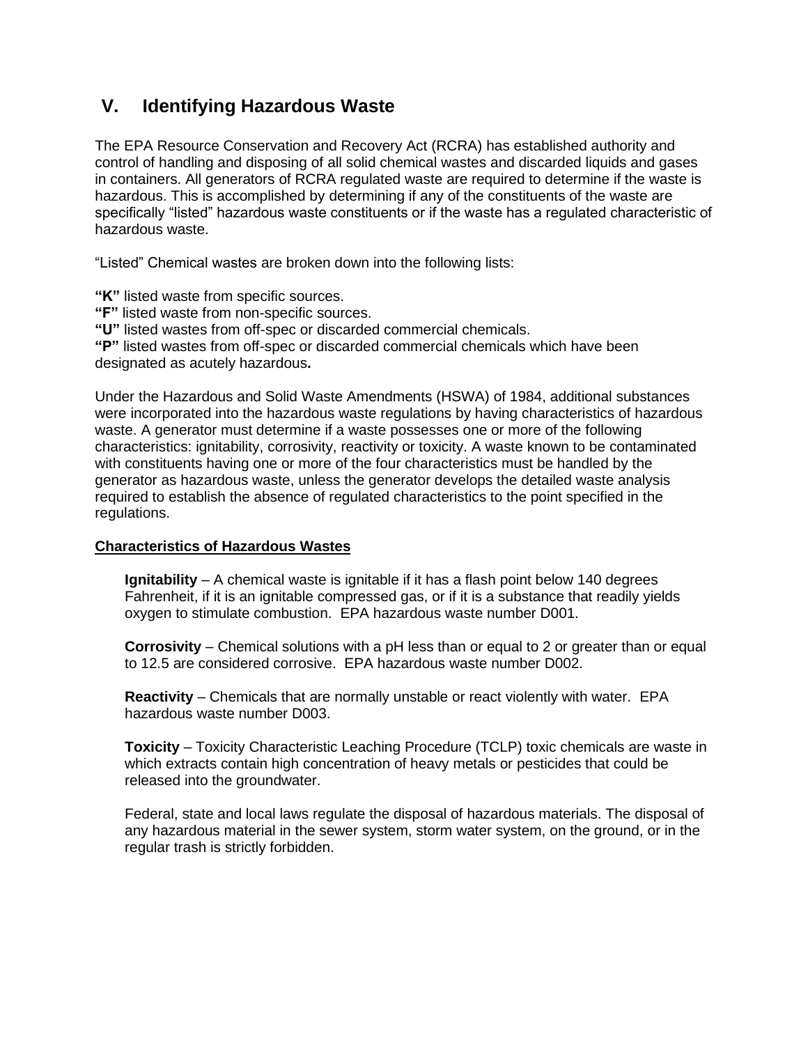## V. Identifying Hazardous Waste

The EPA Resource Conservation and Recovery Act (RCRA) has established authority and control of handling and disposing of all solid chemical wastes and discarded liquids and gases in containers. All generators of RCRA regulated waste are required to determine if the waste is hazardous. This is accomplished by determining if any of the constituents of the waste are specifically "listed" hazardous waste constituents or if the waste has a regulated characteristic of hazardous waste.

"Listed" Chemical wastes are broken down into the following lists:

**"K"** listed waste from specific sources.
**"F"** listed waste from non-specific sources.
**"U"** listed wastes from off-spec or discarded commercial chemicals.
**"P"** listed wastes from off-spec or discarded commercial chemicals which have been designated as acutely hazardous**.**

Under the Hazardous and Solid Waste Amendments (HSWA) of 1984, additional substances were incorporated into the hazardous waste regulations by having characteristics of hazardous waste. A generator must determine if a waste possesses one or more of the following characteristics: ignitability, corrosivity, reactivity or toxicity. A waste known to be contaminated with constituents having one or more of the four characteristics must be handled by the generator as hazardous waste, unless the generator develops the detailed waste analysis required to establish the absence of regulated characteristics to the point specified in the regulations.

**Characteristics of Hazardous Wastes**

**Ignitability** – A chemical waste is ignitable if it has a flash point below 140 degrees Fahrenheit, if it is an ignitable compressed gas, or if it is a substance that readily yields oxygen to stimulate combustion. EPA hazardous waste number D001.

**Corrosivity** – Chemical solutions with a pH less than or equal to 2 or greater than or equal to 12.5 are considered corrosive. EPA hazardous waste number D002.

**Reactivity** – Chemicals that are normally unstable or react violently with water. EPA hazardous waste number D003.

**Toxicity** – Toxicity Characteristic Leaching Procedure (TCLP) toxic chemicals are waste in which extracts contain high concentration of heavy metals or pesticides that could be released into the groundwater.

Federal, state and local laws regulate the disposal of hazardous materials. The disposal of any hazardous material in the sewer system, storm water system, on the ground, or in the regular trash is strictly forbidden.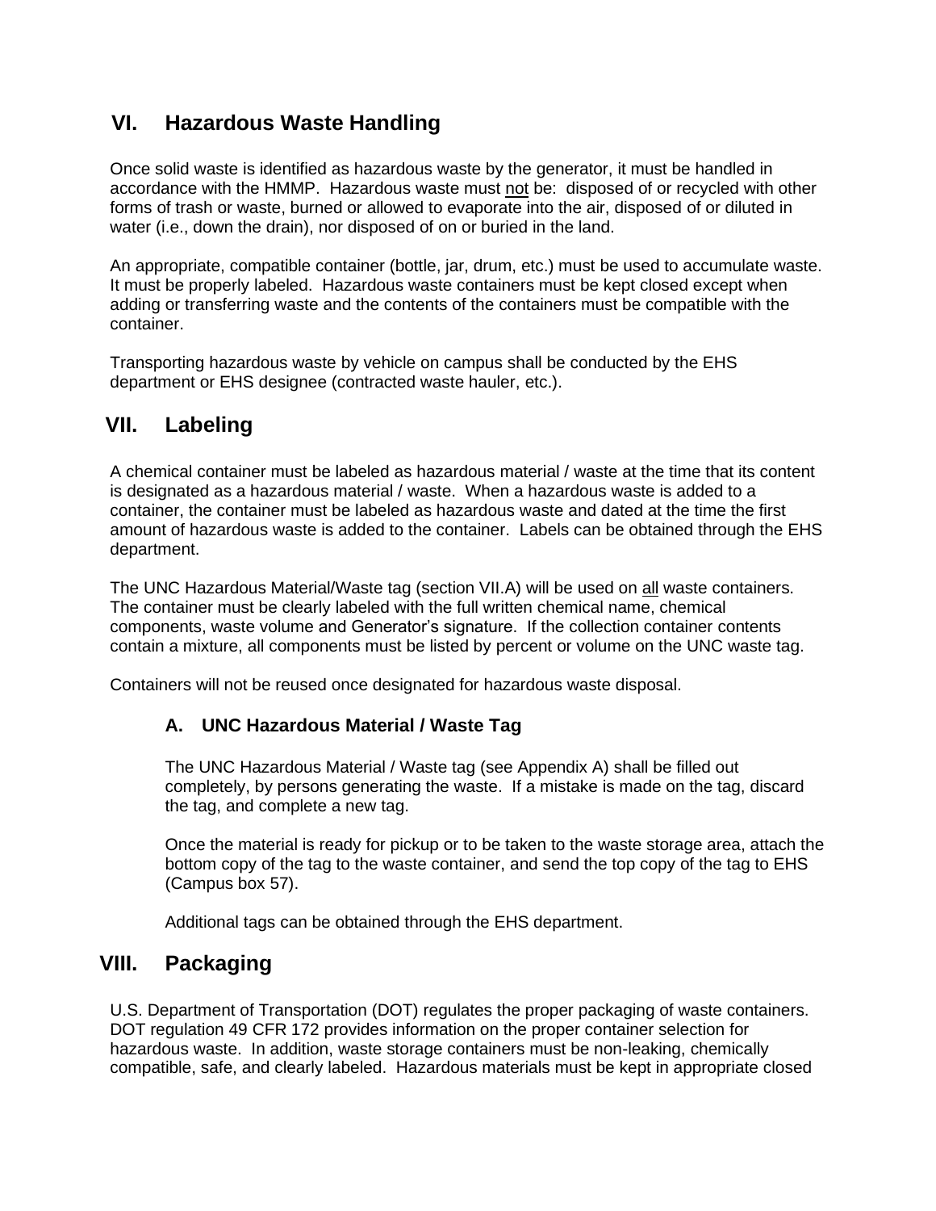## VI. Hazardous Waste Handling

Once solid waste is identified as hazardous waste by the generator, it must be handled in accordance with the HMMP. Hazardous waste must not be: disposed of or recycled with other forms of trash or waste, burned or allowed to evaporate into the air, disposed of or diluted in water (i.e., down the drain), nor disposed of on or buried in the land.

An appropriate, compatible container (bottle, jar, drum, etc.) must be used to accumulate waste. It must be properly labeled. Hazardous waste containers must be kept closed except when adding or transferring waste and the contents of the containers must be compatible with the container.

Transporting hazardous waste by vehicle on campus shall be conducted by the EHS department or EHS designee (contracted waste hauler, etc.).

## VII. Labeling

A chemical container must be labeled as hazardous material / waste at the time that its content is designated as a hazardous material / waste. When a hazardous waste is added to a container, the container must be labeled as hazardous waste and dated at the time the first amount of hazardous waste is added to the container. Labels can be obtained through the EHS department.

The UNC Hazardous Material/Waste tag (section VII.A) will be used on all waste containers. The container must be clearly labeled with the full written chemical name, chemical components, waste volume and Generator's signature. If the collection container contents contain a mixture, all components must be listed by percent or volume on the UNC waste tag.

Containers will not be reused once designated for hazardous waste disposal.

### A. UNC Hazardous Material / Waste Tag

The UNC Hazardous Material / Waste tag (see Appendix A) shall be filled out completely, by persons generating the waste. If a mistake is made on the tag, discard the tag, and complete a new tag.

Once the material is ready for pickup or to be taken to the waste storage area, attach the bottom copy of the tag to the waste container, and send the top copy of the tag to EHS (Campus box 57).

Additional tags can be obtained through the EHS department.

## VIII. Packaging

U.S. Department of Transportation (DOT) regulates the proper packaging of waste containers. DOT regulation 49 CFR 172 provides information on the proper container selection for hazardous waste. In addition, waste storage containers must be non-leaking, chemically compatible, safe, and clearly labeled. Hazardous materials must be kept in appropriate closed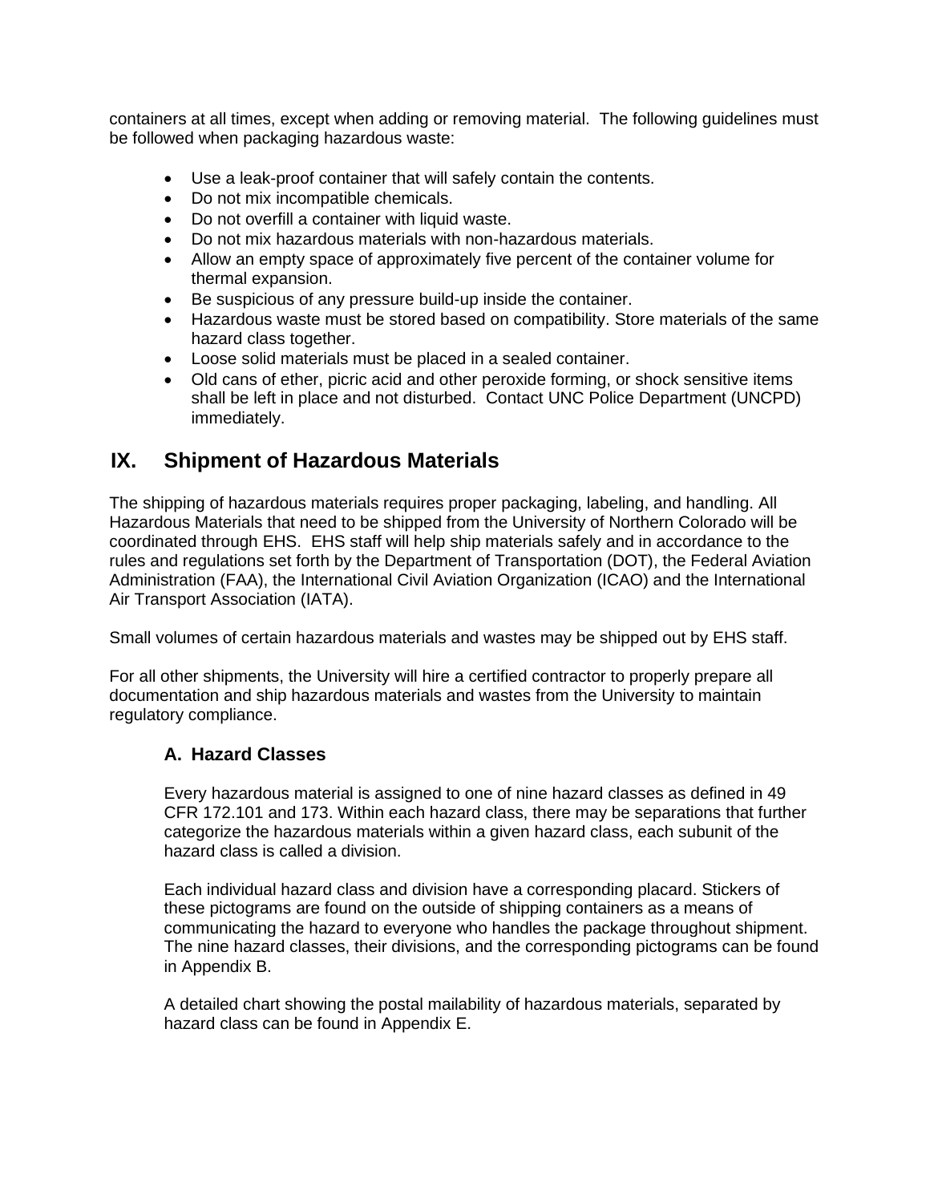containers at all times, except when adding or removing material. The following guidelines must be followed when packaging hazardous waste:

- Use a leak-proof container that will safely contain the contents.
- Do not mix incompatible chemicals.
- Do not overfill a container with liquid waste.
- Do not mix hazardous materials with non-hazardous materials.
- Allow an empty space of approximately five percent of the container volume for thermal expansion.
- Be suspicious of any pressure build-up inside the container.
- Hazardous waste must be stored based on compatibility. Store materials of the same hazard class together.
- Loose solid materials must be placed in a sealed container.
- Old cans of ether, picric acid and other peroxide forming, or shock sensitive items shall be left in place and not disturbed. Contact UNC Police Department (UNCPD) immediately.

## IX. Shipment of Hazardous Materials

The shipping of hazardous materials requires proper packaging, labeling, and handling. All Hazardous Materials that need to be shipped from the University of Northern Colorado will be coordinated through EHS. EHS staff will help ship materials safely and in accordance to the rules and regulations set forth by the Department of Transportation (DOT), the Federal Aviation Administration (FAA), the International Civil Aviation Organization (ICAO) and the International Air Transport Association (IATA).

Small volumes of certain hazardous materials and wastes may be shipped out by EHS staff.

For all other shipments, the University will hire a certified contractor to properly prepare all documentation and ship hazardous materials and wastes from the University to maintain regulatory compliance.

### A. Hazard Classes

Every hazardous material is assigned to one of nine hazard classes as defined in 49 CFR 172.101 and 173. Within each hazard class, there may be separations that further categorize the hazardous materials within a given hazard class, each subunit of the hazard class is called a division.

Each individual hazard class and division have a corresponding placard. Stickers of these pictograms are found on the outside of shipping containers as a means of communicating the hazard to everyone who handles the package throughout shipment. The nine hazard classes, their divisions, and the corresponding pictograms can be found in Appendix B.

A detailed chart showing the postal mailability of hazardous materials, separated by hazard class can be found in Appendix E.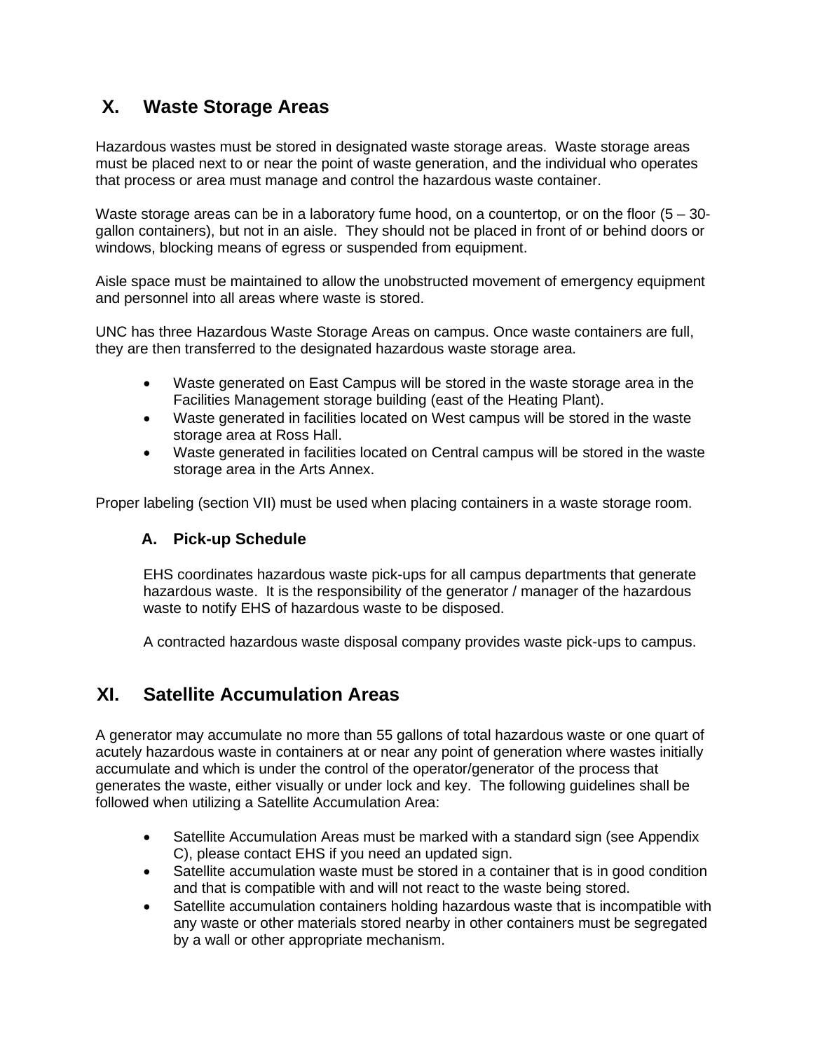## X. Waste Storage Areas

Hazardous wastes must be stored in designated waste storage areas. Waste storage areas must be placed next to or near the point of waste generation, and the individual who operates that process or area must manage and control the hazardous waste container.

Waste storage areas can be in a laboratory fume hood, on a countertop, or on the floor (5 – 30-gallon containers), but not in an aisle. They should not be placed in front of or behind doors or windows, blocking means of egress or suspended from equipment.

Aisle space must be maintained to allow the unobstructed movement of emergency equipment and personnel into all areas where waste is stored.

UNC has three Hazardous Waste Storage Areas on campus. Once waste containers are full, they are then transferred to the designated hazardous waste storage area.

- Waste generated on East Campus will be stored in the waste storage area in the Facilities Management storage building (east of the Heating Plant).
- Waste generated in facilities located on West campus will be stored in the waste storage area at Ross Hall.
- Waste generated in facilities located on Central campus will be stored in the waste storage area in the Arts Annex.

Proper labeling (section VII) must be used when placing containers in a waste storage room.

### A. Pick-up Schedule

EHS coordinates hazardous waste pick-ups for all campus departments that generate hazardous waste. It is the responsibility of the generator / manager of the hazardous waste to notify EHS of hazardous waste to be disposed.

A contracted hazardous waste disposal company provides waste pick-ups to campus.

## XI. Satellite Accumulation Areas

A generator may accumulate no more than 55 gallons of total hazardous waste or one quart of acutely hazardous waste in containers at or near any point of generation where wastes initially accumulate and which is under the control of the operator/generator of the process that generates the waste, either visually or under lock and key. The following guidelines shall be followed when utilizing a Satellite Accumulation Area:

- Satellite Accumulation Areas must be marked with a standard sign (see Appendix C), please contact EHS if you need an updated sign.
- Satellite accumulation waste must be stored in a container that is in good condition and that is compatible with and will not react to the waste being stored.
- Satellite accumulation containers holding hazardous waste that is incompatible with any waste or other materials stored nearby in other containers must be segregated by a wall or other appropriate mechanism.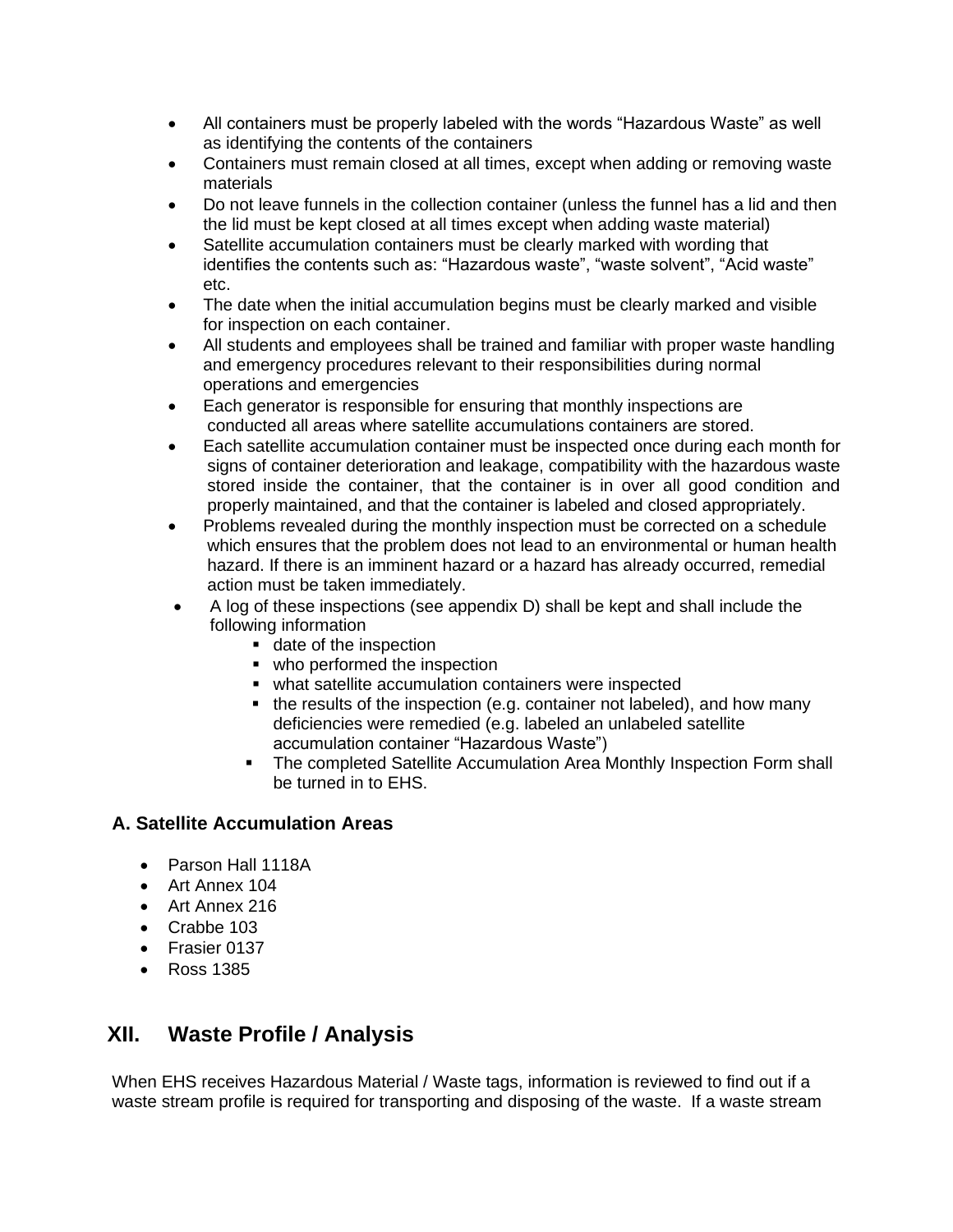- All containers must be properly labeled with the words "Hazardous Waste" as well as identifying the contents of the containers
- Containers must remain closed at all times, except when adding or removing waste materials
- Do not leave funnels in the collection container (unless the funnel has a lid and then the lid must be kept closed at all times except when adding waste material)
- Satellite accumulation containers must be clearly marked with wording that identifies the contents such as: "Hazardous waste", "waste solvent", "Acid waste" etc.
- The date when the initial accumulation begins must be clearly marked and visible for inspection on each container.
- All students and employees shall be trained and familiar with proper waste handling and emergency procedures relevant to their responsibilities during normal operations and emergencies
- Each generator is responsible for ensuring that monthly inspections are conducted all areas where satellite accumulations containers are stored.
- Each satellite accumulation container must be inspected once during each month for signs of container deterioration and leakage, compatibility with the hazardous waste stored inside the container, that the container is in over all good condition and properly maintained, and that the container is labeled and closed appropriately.
- Problems revealed during the monthly inspection must be corrected on a schedule which ensures that the problem does not lead to an environmental or human health hazard. If there is an imminent hazard or a hazard has already occurred, remedial action must be taken immediately.
- A log of these inspections (see appendix D) shall be kept and shall include the following information
    - date of the inspection
    - who performed the inspection
    - what satellite accumulation containers were inspected
    - the results of the inspection (e.g. container not labeled), and how many deficiencies were remedied (e.g. labeled an unlabeled satellite accumulation container "Hazardous Waste")
    - The completed Satellite Accumulation Area Monthly Inspection Form shall be turned in to EHS.

### A. Satellite Accumulation Areas

- Parson Hall 1118A
- Art Annex 104
- Art Annex 216
- Crabbe 103
- Frasier 0137
- Ross 1385

## XII. Waste Profile / Analysis

When EHS receives Hazardous Material / Waste tags, information is reviewed to find out if a waste stream profile is required for transporting and disposing of the waste. If a waste stream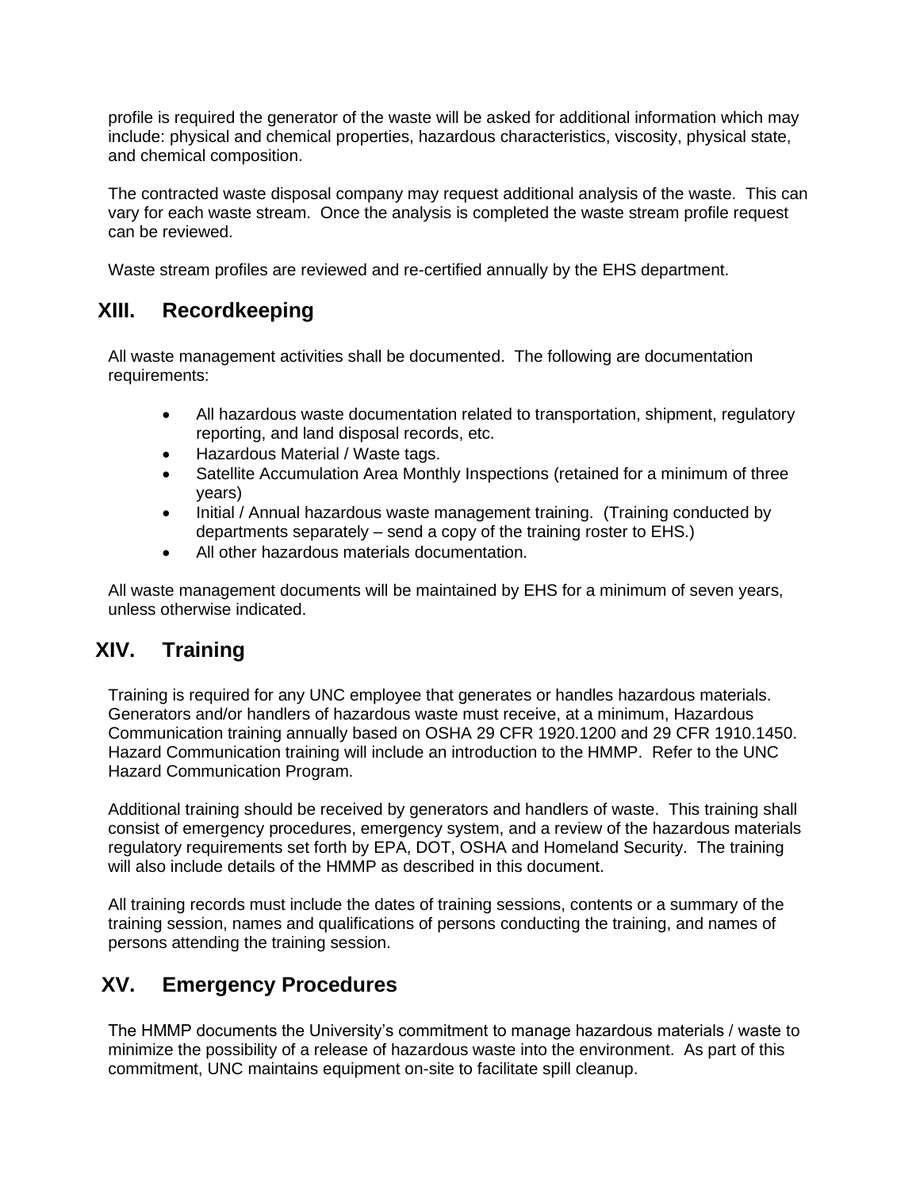profile is required the generator of the waste will be asked for additional information which may include: physical and chemical properties, hazardous characteristics, viscosity, physical state, and chemical composition.

The contracted waste disposal company may request additional analysis of the waste. This can vary for each waste stream. Once the analysis is completed the waste stream profile request can be reviewed.

Waste stream profiles are reviewed and re-certified annually by the EHS department.

## XIII. Recordkeeping

All waste management activities shall be documented. The following are documentation requirements:

- All hazardous waste documentation related to transportation, shipment, regulatory reporting, and land disposal records, etc.
- Hazardous Material / Waste tags.
- Satellite Accumulation Area Monthly Inspections (retained for a minimum of three years)
- Initial / Annual hazardous waste management training. (Training conducted by departments separately – send a copy of the training roster to EHS.)
- All other hazardous materials documentation.

All waste management documents will be maintained by EHS for a minimum of seven years, unless otherwise indicated.

## XIV. Training

Training is required for any UNC employee that generates or handles hazardous materials. Generators and/or handlers of hazardous waste must receive, at a minimum, Hazardous Communication training annually based on OSHA 29 CFR 1920.1200 and 29 CFR 1910.1450. Hazard Communication training will include an introduction to the HMMP. Refer to the UNC Hazard Communication Program.

Additional training should be received by generators and handlers of waste. This training shall consist of emergency procedures, emergency system, and a review of the hazardous materials regulatory requirements set forth by EPA, DOT, OSHA and Homeland Security. The training will also include details of the HMMP as described in this document.

All training records must include the dates of training sessions, contents or a summary of the training session, names and qualifications of persons conducting the training, and names of persons attending the training session.

## XV. Emergency Procedures

The HMMP documents the University's commitment to manage hazardous materials / waste to minimize the possibility of a release of hazardous waste into the environment. As part of this commitment, UNC maintains equipment on-site to facilitate spill cleanup.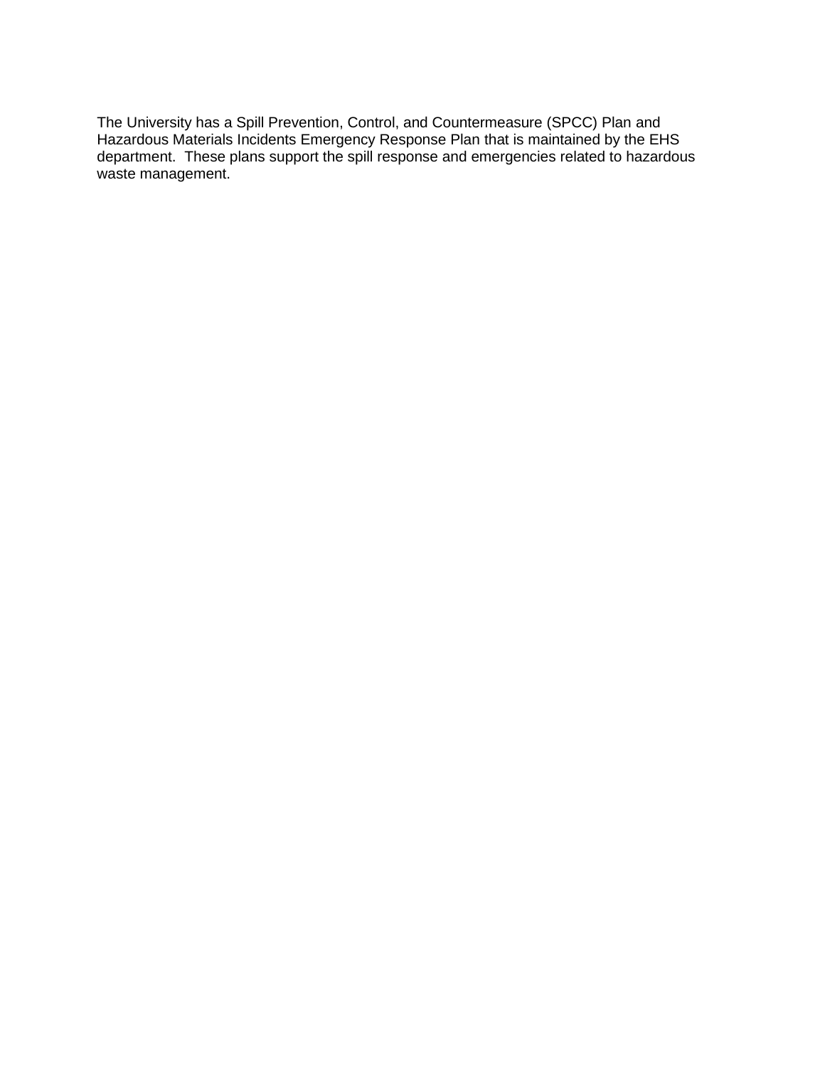The University has a Spill Prevention, Control, and Countermeasure (SPCC) Plan and Hazardous Materials Incidents Emergency Response Plan that is maintained by the EHS department. These plans support the spill response and emergencies related to hazardous waste management.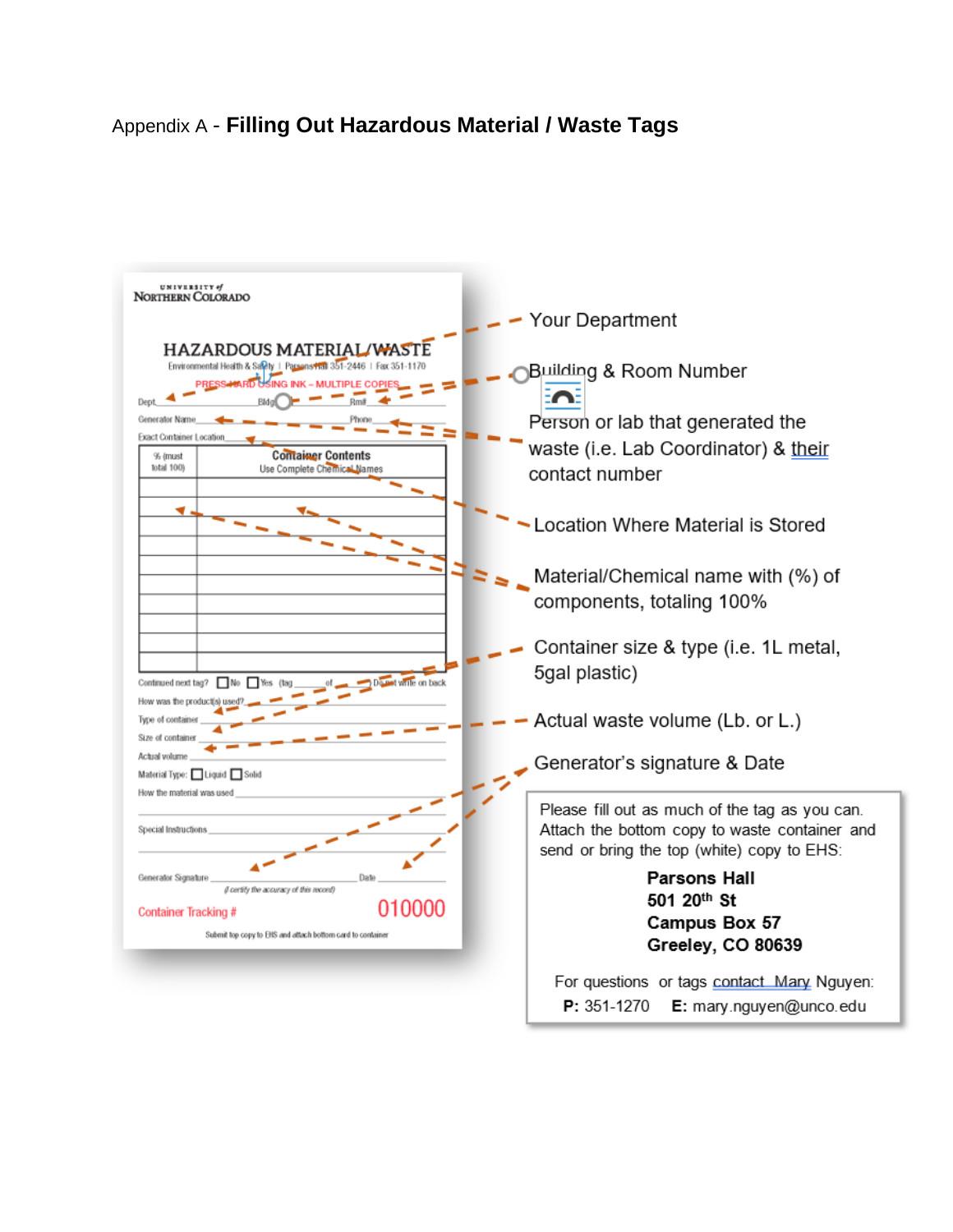Appendix A - **Filling Out Hazardous Material / Waste Tags**

UNIVERSITY of NORTHERN COLORADO

HAZARDOUS MATERIAL/WASTE

Environmental Health & Safety | Parsons Hall 351-2446 | Fax 351-1170

PRESS HARD USING INK – MULTIPLE COPIES

Dept. ______ Bldg ______ Rm# ______

Generator Name ______ Phone ______

Exact Container Location ______

| % (must total 100) | Container Contents Use Complete Chemical Names |
|---|---|
| | |
| | |
| | |
| | |
| | |
| | |
| | |
| | |
| | |
| | |

Continued next tag? ☐ No ☐ Yes (tag ____ of ____) Do not write on back

How was the product(s) used? ______

Type of container ______

Size of container ______

Actual volume ______

Material Type: ☐ Liquid ☐ Solid

How the material was used ______

Special Instructions ______

Generator Signature ______ Date ______

(I certify the accuracy of this record)

Container Tracking # 010000

Submit top copy to EHS and attach bottom card to container

- Your Department
- Building & Room Number
- Person or lab that generated the waste (i.e. Lab Coordinator) & their contact number
- Location Where Material is Stored
- Material/Chemical name with (%) of components, totaling 100%
- Container size & type (i.e. 1L metal, 5gal plastic)
- Actual waste volume (Lb. or L.)
- Generator's signature & Date

Please fill out as much of the tag as you can. Attach the bottom copy to waste container and send or bring the top (white) copy to EHS:

**Parsons Hall**
**501 20th St**
**Campus Box 57**
**Greeley, CO 80639**

For questions or tags contact Mary Nguyen:
**P:** 351-1270 **E:** mary.nguyen@unco.edu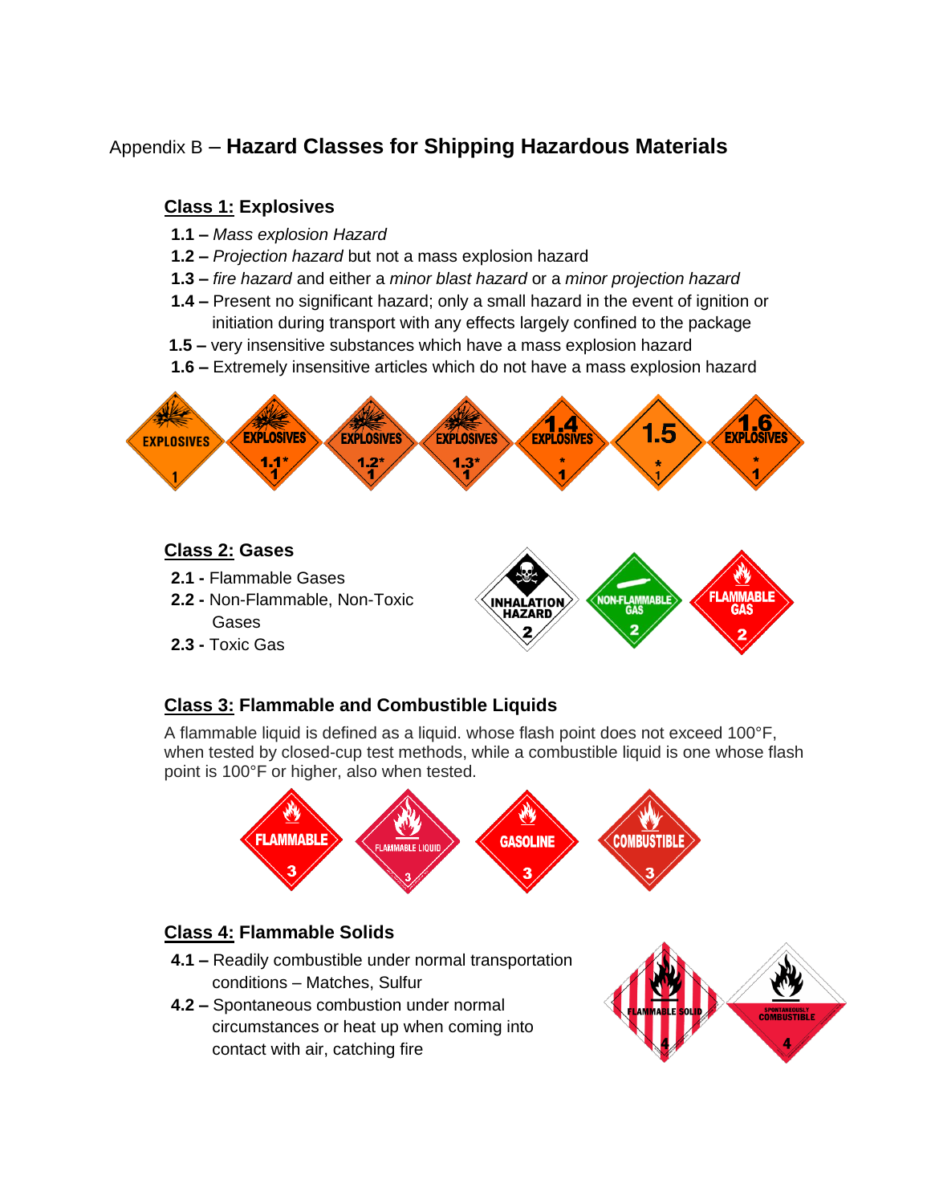# Appendix B – **Hazard Classes for Shipping Hazardous Materials**

## <u>Class 1:</u> Explosives

- **1.1 –** *Mass explosion Hazard*
- **1.2 –** *Projection hazard* but not a mass explosion hazard
- **1.3 –** *fire hazard* and either a *minor blast hazard* or a *minor projection hazard*
- **1.4 –** Present no significant hazard; only a small hazard in the event of ignition or initiation during transport with any effects largely confined to the package
- **1.5 –** very insensitive substances which have a mass explosion hazard
- **1.6 –** Extremely insensitive articles which do not have a mass explosion hazard

## <u>Class 2:</u> Gases

- **2.1 -** Flammable Gases
- **2.2 -** Non-Flammable, Non-Toxic Gases
- **2.3 -** Toxic Gas

## <u>Class 3:</u> Flammable and Combustible Liquids

A flammable liquid is defined as a liquid. whose flash point does not exceed 100°F, when tested by closed-cup test methods, while a combustible liquid is one whose flash point is 100°F or higher, also when tested.

## <u>Class 4:</u> Flammable Solids

- **4.1 –** Readily combustible under normal transportation conditions – Matches, Sulfur
- **4.2 –** Spontaneous combustion under normal circumstances or heat up when coming into contact with air, catching fire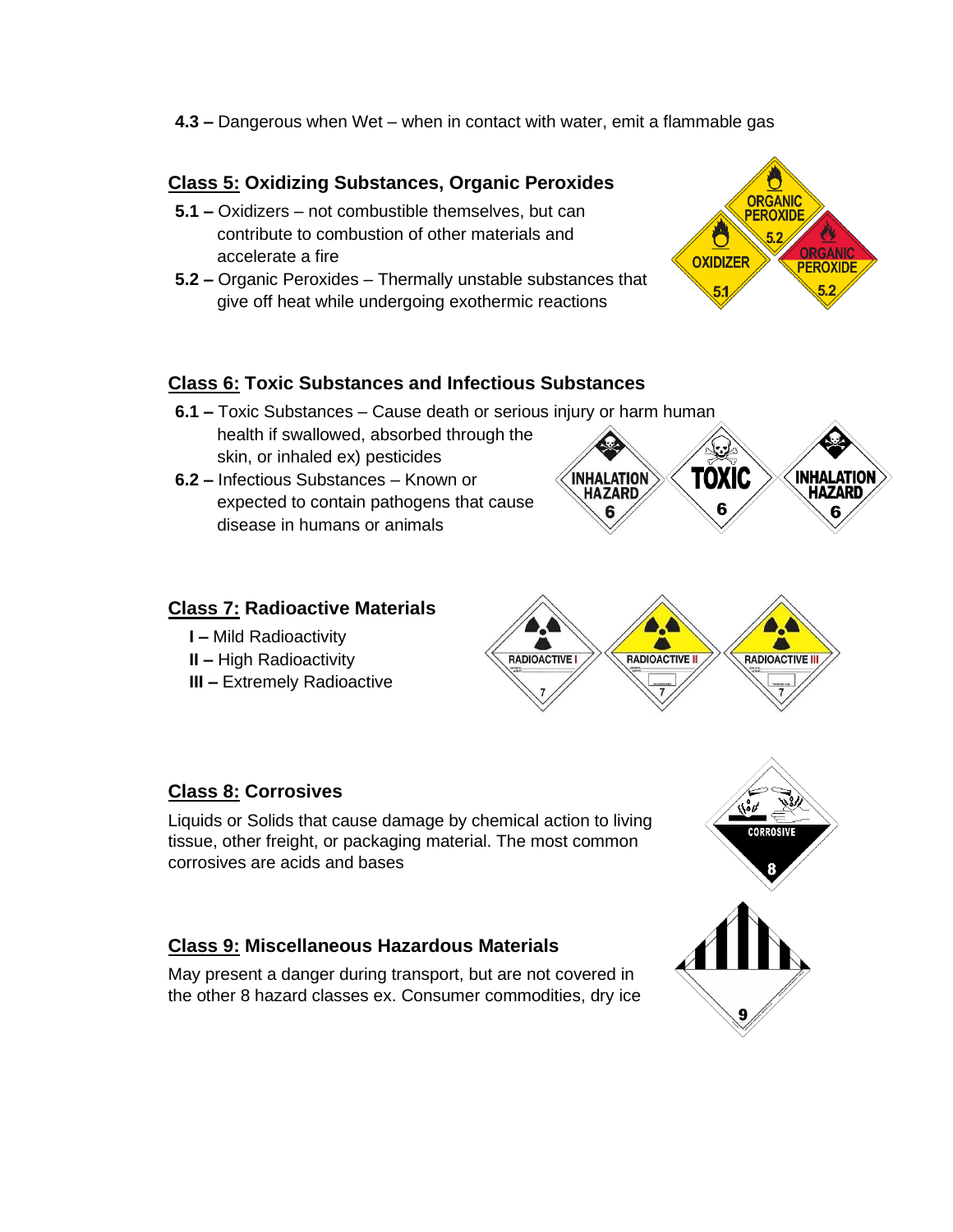**4.3 –** Dangerous when Wet – when in contact with water, emit a flammable gas

## Class 5: Oxidizing Substances, Organic Peroxides

**5.1 –** Oxidizers – not combustible themselves, but can contribute to combustion of other materials and accelerate a fire

**5.2 –** Organic Peroxides – Thermally unstable substances that give off heat while undergoing exothermic reactions

## Class 6: Toxic Substances and Infectious Substances

**6.1 –** Toxic Substances – Cause death or serious injury or harm human health if swallowed, absorbed through the skin, or inhaled ex) pesticides

**6.2 –** Infectious Substances – Known or expected to contain pathogens that cause disease in humans or animals

## Class 7: Radioactive Materials

**I –** Mild Radioactivity

**II –** High Radioactivity

**III –** Extremely Radioactive

## Class 8: Corrosives

Liquids or Solids that cause damage by chemical action to living tissue, other freight, or packaging material. The most common corrosives are acids and bases

## Class 9: Miscellaneous Hazardous Materials

May present a danger during transport, but are not covered in the other 8 hazard classes ex. Consumer commodities, dry ice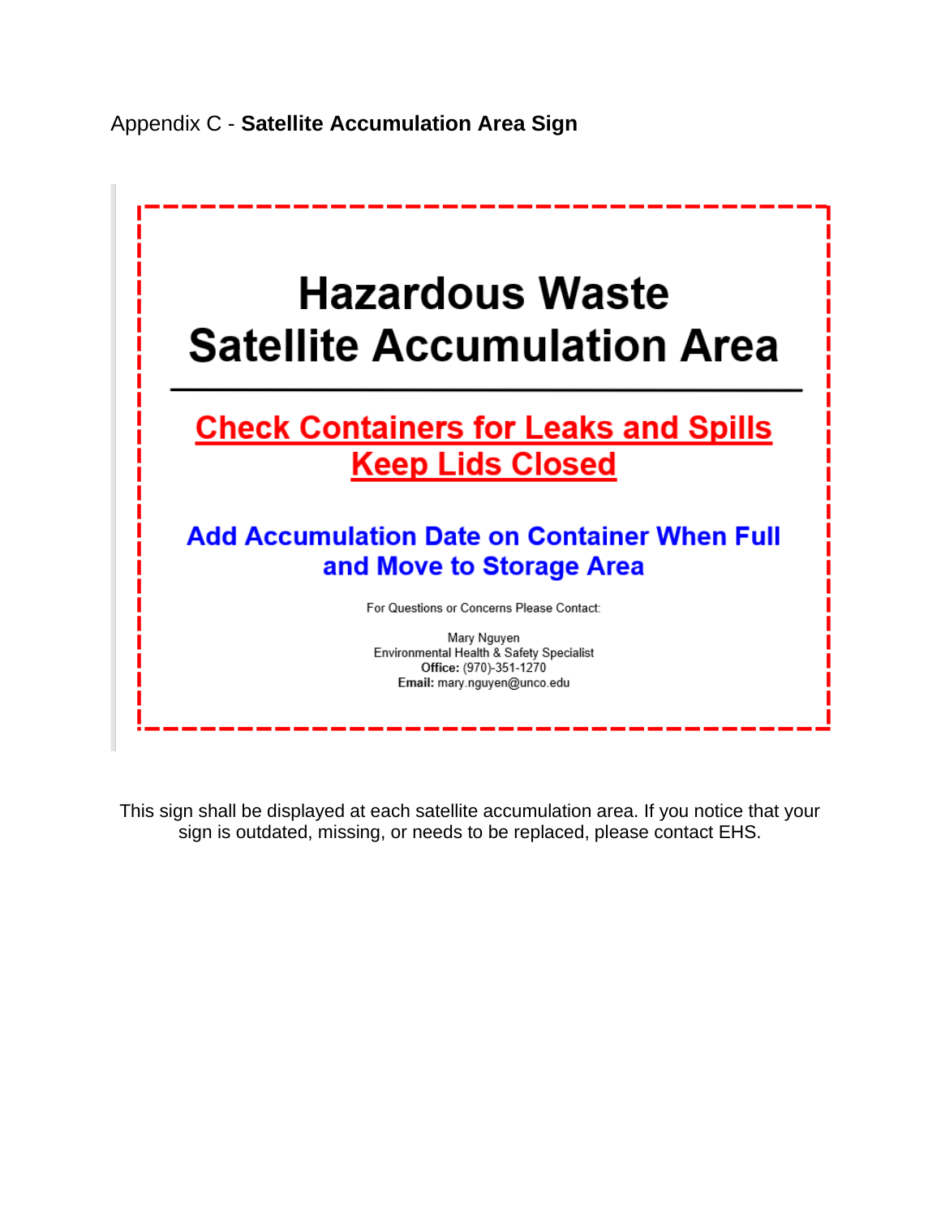Appendix C - **Satellite Accumulation Area Sign**

# Hazardous Waste
# Satellite Accumulation Area

---

## Check Containers for Leaks and Spills
## Keep Lids Closed

### Add Accumulation Date on Container When Full and Move to Storage Area

For Questions or Concerns Please Contact:

Mary Nguyen
Environmental Health & Safety Specialist
**Office:** (970)-351-1270
**Email:** mary.nguyen@unco.edu

This sign shall be displayed at each satellite accumulation area. If you notice that your sign is outdated, missing, or needs to be replaced, please contact EHS.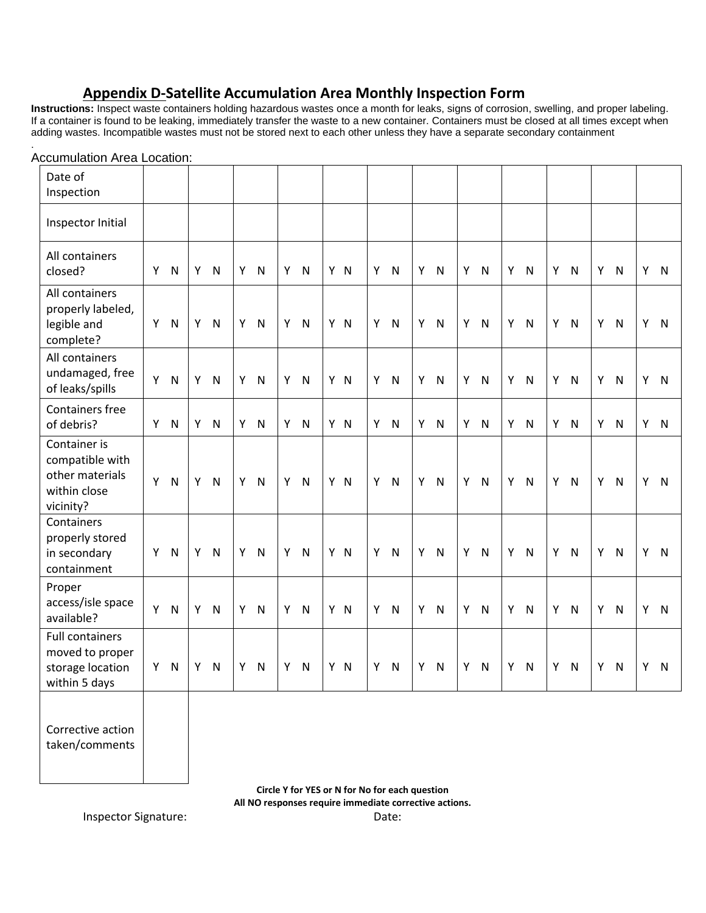## Appendix D-Satellite Accumulation Area Monthly Inspection Form

**Instructions:** Inspect waste containers holding hazardous wastes once a month for leaks, signs of corrosion, swelling, and proper labeling. If a container is found to be leaking, immediately transfer the waste to a new container. Containers must be closed at all times except when adding wastes. Incompatible wastes must not be stored next to each other unless they have a separate secondary containment

.

Accumulation Area Location:

| Date of Inspection | | | | | | | | | | | | |
|---|---|---|---|---|---|---|---|---|---|---|---|---|
| Inspector Initial | | | | | | | | | | | | |
| All containers closed? | Y N | Y N | Y N | Y N | Y N | Y N | Y N | Y N | Y N | Y N | Y N | Y N |
| All containers properly labeled, legible and complete? | Y N | Y N | Y N | Y N | Y N | Y N | Y N | Y N | Y N | Y N | Y N | Y N |
| All containers undamaged, free of leaks/spills | Y N | Y N | Y N | Y N | Y N | Y N | Y N | Y N | Y N | Y N | Y N | Y N |
| Containers free of debris? | Y N | Y N | Y N | Y N | Y N | Y N | Y N | Y N | Y N | Y N | Y N | Y N |
| Container is compatible with other materials within close vicinity? | Y N | Y N | Y N | Y N | Y N | Y N | Y N | Y N | Y N | Y N | Y N | Y N |
| Containers properly stored in secondary containment | Y N | Y N | Y N | Y N | Y N | Y N | Y N | Y N | Y N | Y N | Y N | Y N |
| Proper access/isle space available? | Y N | Y N | Y N | Y N | Y N | Y N | Y N | Y N | Y N | Y N | Y N | Y N |
| Full containers moved to proper storage location within 5 days | Y N | Y N | Y N | Y N | Y N | Y N | Y N | Y N | Y N | Y N | Y N | Y N |
| Corrective action taken/comments | | | | | | | | | | | | |

**Circle Y for YES or N for No for each question**

**All NO responses require immediate corrective actions.**

Inspector Signature: Date: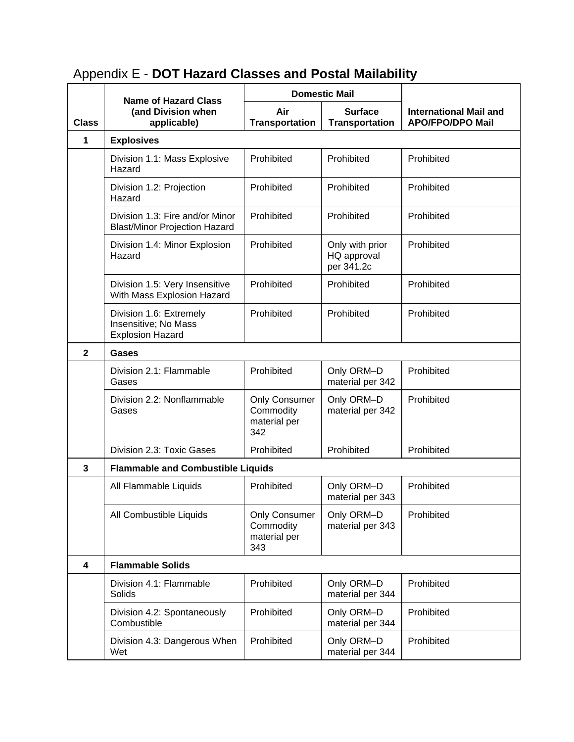# Appendix E - **DOT Hazard Classes and Postal Mailability**

| Class | Name of Hazard Class (and Division when applicable) | Domestic Mail | | International Mail and APO/FPO/DPO Mail |
|---|---|---|---|---|
| | | Air Transportation | Surface Transportation | |
| **1** | **Explosives** | | | |
| | Division 1.1: Mass Explosive Hazard | Prohibited | Prohibited | Prohibited |
| | Division 1.2: Projection Hazard | Prohibited | Prohibited | Prohibited |
| | Division 1.3: Fire and/or Minor Blast/Minor Projection Hazard | Prohibited | Prohibited | Prohibited |
| | Division 1.4: Minor Explosion Hazard | Prohibited | Only with prior HQ approval per 341.2c | Prohibited |
| | Division 1.5: Very Insensitive With Mass Explosion Hazard | Prohibited | Prohibited | Prohibited |
| | Division 1.6: Extremely Insensitive; No Mass Explosion Hazard | Prohibited | Prohibited | Prohibited |
| **2** | **Gases** | | | |
| | Division 2.1: Flammable Gases | Prohibited | Only ORM–D material per 342 | Prohibited |
| | Division 2.2: Nonflammable Gases | Only Consumer Commodity material per 342 | Only ORM–D material per 342 | Prohibited |
| | Division 2.3: Toxic Gases | Prohibited | Prohibited | Prohibited |
| **3** | **Flammable and Combustible Liquids** | | | |
| | All Flammable Liquids | Prohibited | Only ORM–D material per 343 | Prohibited |
| | All Combustible Liquids | Only Consumer Commodity material per 343 | Only ORM–D material per 343 | Prohibited |
| **4** | **Flammable Solids** | | | |
| | Division 4.1: Flammable Solids | Prohibited | Only ORM–D material per 344 | Prohibited |
| | Division 4.2: Spontaneously Combustible | Prohibited | Only ORM–D material per 344 | Prohibited |
| | Division 4.3: Dangerous When Wet | Prohibited | Only ORM–D material per 344 | Prohibited |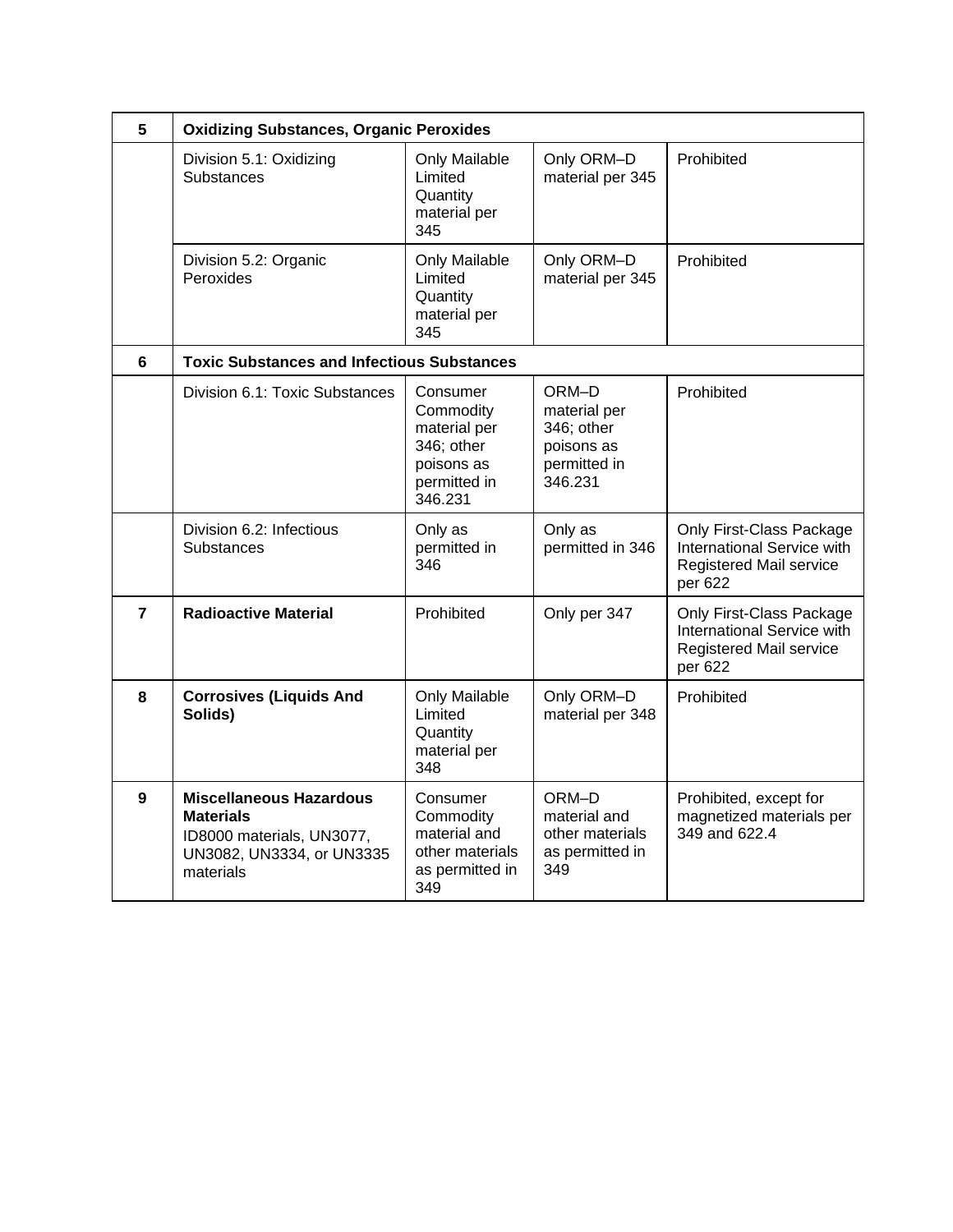| | | | | |
|---|---|---|---|---|
| **5** | **Oxidizing Substances, Organic Peroxides** | | | |
| | Division 5.1: Oxidizing Substances | Only Mailable Limited Quantity material per 345 | Only ORM–D material per 345 | Prohibited |
| | Division 5.2: Organic Peroxides | Only Mailable Limited Quantity material per 345 | Only ORM–D material per 345 | Prohibited |
| **6** | **Toxic Substances and Infectious Substances** | | | |
| | Division 6.1: Toxic Substances | Consumer Commodity material per 346; other poisons as permitted in 346.231 | ORM–D material per 346; other poisons as permitted in 346.231 | Prohibited |
| | Division 6.2: Infectious Substances | Only as permitted in 346 | Only as permitted in 346 | Only First-Class Package International Service with Registered Mail service per 622 |
| **7** | **Radioactive Material** | Prohibited | Only per 347 | Only First-Class Package International Service with Registered Mail service per 622 |
| **8** | **Corrosives (Liquids And Solids)** | Only Mailable Limited Quantity material per 348 | Only ORM–D material per 348 | Prohibited |
| **9** | **Miscellaneous Hazardous Materials** ID8000 materials, UN3077, UN3082, UN3334, or UN3335 materials | Consumer Commodity material and other materials as permitted in 349 | ORM–D material and other materials as permitted in 349 | Prohibited, except for magnetized materials per 349 and 622.4 |